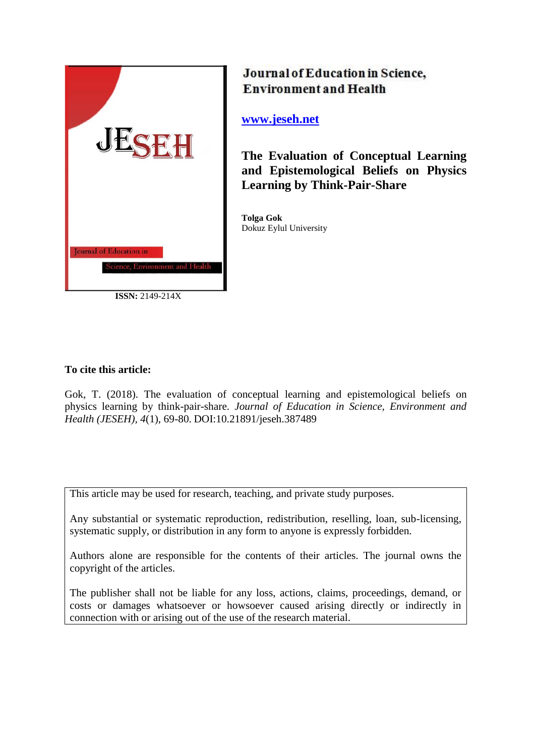**Journal of Education in Science, Environment and Health**

www.jeseh.net

# The Evaluation of Conceptual Learning and Epistemological Beliefs on Physics Learning by Think-Pair-Share

**Tolga Gok**
Dokuz Eylul University

**ISSN:** 2149-214X

**To cite this article:**

Gok, T. (2018). The evaluation of conceptual learning and epistemological beliefs on physics learning by think-pair-share. *Journal of Education in Science, Environment and Health (JESEH), 4*(1), 69-80. DOI:10.21891/jeseh.387489

This article may be used for research, teaching, and private study purposes.

Any substantial or systematic reproduction, redistribution, reselling, loan, sub-licensing, systematic supply, or distribution in any form to anyone is expressly forbidden.

Authors alone are responsible for the contents of their articles. The journal owns the copyright of the articles.

The publisher shall not be liable for any loss, actions, claims, proceedings, demand, or costs or damages whatsoever or howsoever caused arising directly or indirectly in connection with or arising out of the use of the research material.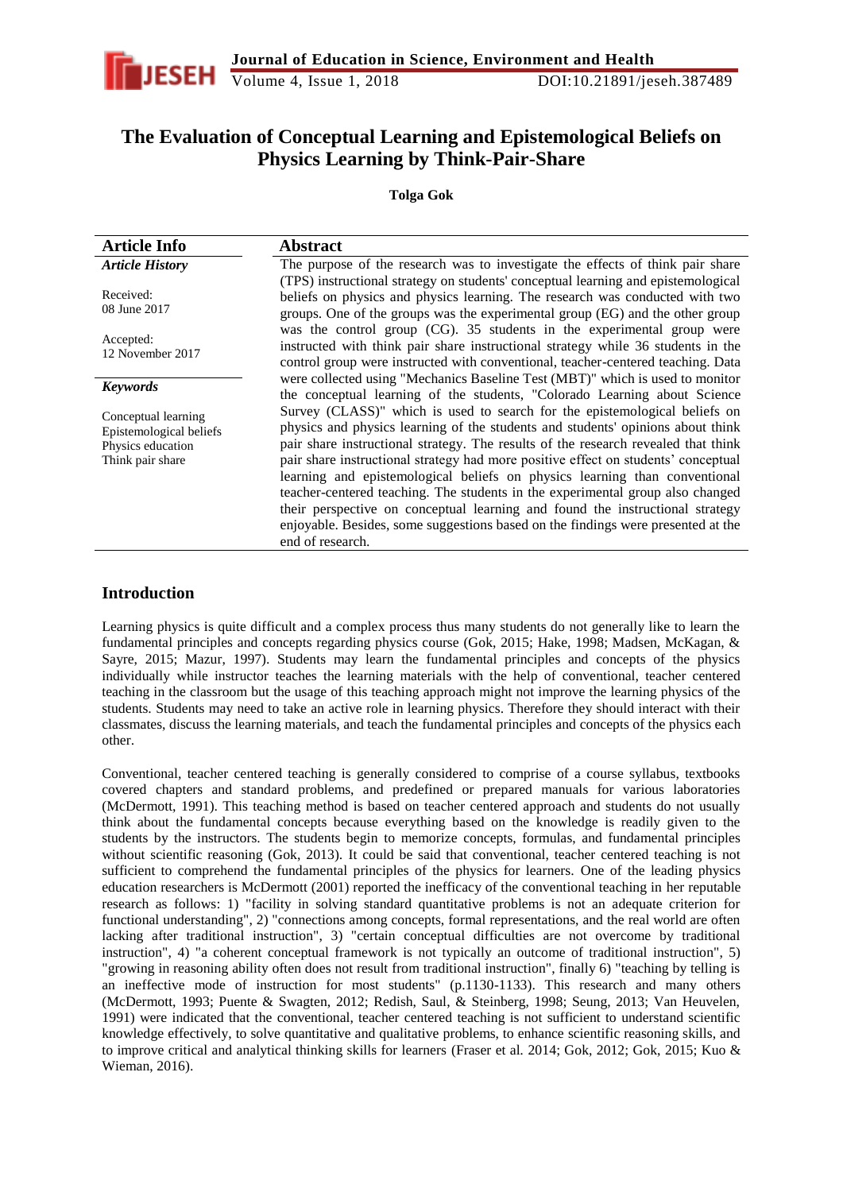# The Evaluation of Conceptual Learning and Epistemological Beliefs on Physics Learning by Think-Pair-Share

**Tolga Gok**

| Article Info | Abstract |
|---|---|
| ***Article History*** <br><br> Received: <br> 08 June 2017 <br><br> Accepted: <br> 12 November 2017 <br><br> ***Keywords*** <br><br> Conceptual learning <br> Epistemological beliefs <br> Physics education <br> Think pair share | The purpose of the research was to investigate the effects of think pair share (TPS) instructional strategy on students' conceptual learning and epistemological beliefs on physics and physics learning. The research was conducted with two groups. One of the groups was the experimental group (EG) and the other group was the control group (CG). 35 students in the experimental group were instructed with think pair share instructional strategy while 36 students in the control group were instructed with conventional, teacher-centered teaching. Data were collected using "Mechanics Baseline Test (MBT)" which is used to monitor the conceptual learning of the students, "Colorado Learning about Science Survey (CLASS)" which is used to search for the epistemological beliefs on physics and physics learning of the students and students' opinions about think pair share instructional strategy. The results of the research revealed that think pair share instructional strategy had more positive effect on students' conceptual learning and epistemological beliefs on physics learning than conventional teacher-centered teaching. The students in the experimental group also changed their perspective on conceptual learning and found the instructional strategy enjoyable. Besides, some suggestions based on the findings were presented at the end of research. |

## Introduction

Learning physics is quite difficult and a complex process thus many students do not generally like to learn the fundamental principles and concepts regarding physics course (Gok, 2015; Hake, 1998; Madsen, McKagan, & Sayre, 2015; Mazur, 1997). Students may learn the fundamental principles and concepts of the physics individually while instructor teaches the learning materials with the help of conventional, teacher centered teaching in the classroom but the usage of this teaching approach might not improve the learning physics of the students. Students may need to take an active role in learning physics. Therefore they should interact with their classmates, discuss the learning materials, and teach the fundamental principles and concepts of the physics each other.

Conventional, teacher centered teaching is generally considered to comprise of a course syllabus, textbooks covered chapters and standard problems, and predefined or prepared manuals for various laboratories (McDermott, 1991). This teaching method is based on teacher centered approach and students do not usually think about the fundamental concepts because everything based on the knowledge is readily given to the students by the instructors. The students begin to memorize concepts, formulas, and fundamental principles without scientific reasoning (Gok, 2013). It could be said that conventional, teacher centered teaching is not sufficient to comprehend the fundamental principles of the physics for learners. One of the leading physics education researchers is McDermott (2001) reported the inefficacy of the conventional teaching in her reputable research as follows: 1) "facility in solving standard quantitative problems is not an adequate criterion for functional understanding", 2) "connections among concepts, formal representations, and the real world are often lacking after traditional instruction", 3) "certain conceptual difficulties are not overcome by traditional instruction", 4) "a coherent conceptual framework is not typically an outcome of traditional instruction", 5) "growing in reasoning ability often does not result from traditional instruction", finally 6) "teaching by telling is an ineffective mode of instruction for most students" (p.1130-1133). This research and many others (McDermott, 1993; Puente & Swagten, 2012; Redish, Saul, & Steinberg, 1998; Seung, 2013; Van Heuvelen, 1991) were indicated that the conventional, teacher centered teaching is not sufficient to understand scientific knowledge effectively, to solve quantitative and qualitative problems, to enhance scientific reasoning skills, and to improve critical and analytical thinking skills for learners (Fraser et al. 2014; Gok, 2012; Gok, 2015; Kuo & Wieman, 2016).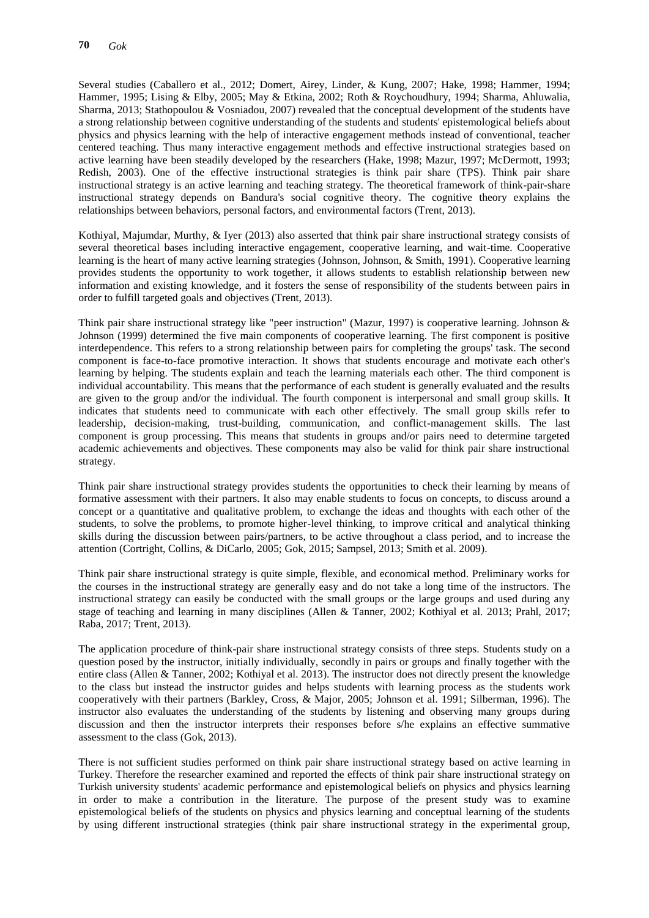Several studies (Caballero et al., 2012; Domert, Airey, Linder, & Kung, 2007; Hake, 1998; Hammer, 1994; Hammer, 1995; Lising & Elby, 2005; May & Etkina, 2002; Roth & Roychoudhury, 1994; Sharma, Ahluwalia, Sharma, 2013; Stathopoulou & Vosniadou, 2007) revealed that the conceptual development of the students have a strong relationship between cognitive understanding of the students and students' epistemological beliefs about physics and physics learning with the help of interactive engagement methods instead of conventional, teacher centered teaching. Thus many interactive engagement methods and effective instructional strategies based on active learning have been steadily developed by the researchers (Hake, 1998; Mazur, 1997; McDermott, 1993; Redish, 2003). One of the effective instructional strategies is think pair share (TPS). Think pair share instructional strategy is an active learning and teaching strategy. The theoretical framework of think-pair-share instructional strategy depends on Bandura's social cognitive theory. The cognitive theory explains the relationships between behaviors, personal factors, and environmental factors (Trent, 2013).

Kothiyal, Majumdar, Murthy, & Iyer (2013) also asserted that think pair share instructional strategy consists of several theoretical bases including interactive engagement, cooperative learning, and wait-time. Cooperative learning is the heart of many active learning strategies (Johnson, Johnson, & Smith, 1991). Cooperative learning provides students the opportunity to work together, it allows students to establish relationship between new information and existing knowledge, and it fosters the sense of responsibility of the students between pairs in order to fulfill targeted goals and objectives (Trent, 2013).

Think pair share instructional strategy like "peer instruction" (Mazur, 1997) is cooperative learning. Johnson & Johnson (1999) determined the five main components of cooperative learning. The first component is positive interdependence. This refers to a strong relationship between pairs for completing the groups' task. The second component is face-to-face promotive interaction. It shows that students encourage and motivate each other's learning by helping. The students explain and teach the learning materials each other. The third component is individual accountability. This means that the performance of each student is generally evaluated and the results are given to the group and/or the individual. The fourth component is interpersonal and small group skills. It indicates that students need to communicate with each other effectively. The small group skills refer to leadership, decision-making, trust-building, communication, and conflict-management skills. The last component is group processing. This means that students in groups and/or pairs need to determine targeted academic achievements and objectives. These components may also be valid for think pair share instructional strategy.

Think pair share instructional strategy provides students the opportunities to check their learning by means of formative assessment with their partners. It also may enable students to focus on concepts, to discuss around a concept or a quantitative and qualitative problem, to exchange the ideas and thoughts with each other of the students, to solve the problems, to promote higher-level thinking, to improve critical and analytical thinking skills during the discussion between pairs/partners, to be active throughout a class period, and to increase the attention (Cortright, Collins, & DiCarlo, 2005; Gok, 2015; Sampsel, 2013; Smith et al. 2009).

Think pair share instructional strategy is quite simple, flexible, and economical method. Preliminary works for the courses in the instructional strategy are generally easy and do not take a long time of the instructors. The instructional strategy can easily be conducted with the small groups or the large groups and used during any stage of teaching and learning in many disciplines (Allen & Tanner, 2002; Kothiyal et al. 2013; Prahl, 2017; Raba, 2017; Trent, 2013).

The application procedure of think-pair share instructional strategy consists of three steps. Students study on a question posed by the instructor, initially individually, secondly in pairs or groups and finally together with the entire class (Allen & Tanner, 2002; Kothiyal et al. 2013). The instructor does not directly present the knowledge to the class but instead the instructor guides and helps students with learning process as the students work cooperatively with their partners (Barkley, Cross, & Major, 2005; Johnson et al. 1991; Silberman, 1996). The instructor also evaluates the understanding of the students by listening and observing many groups during discussion and then the instructor interprets their responses before s/he explains an effective summative assessment to the class (Gok, 2013).

There is not sufficient studies performed on think pair share instructional strategy based on active learning in Turkey. Therefore the researcher examined and reported the effects of think pair share instructional strategy on Turkish university students' academic performance and epistemological beliefs on physics and physics learning in order to make a contribution in the literature. The purpose of the present study was to examine epistemological beliefs of the students on physics and physics learning and conceptual learning of the students by using different instructional strategies (think pair share instructional strategy in the experimental group,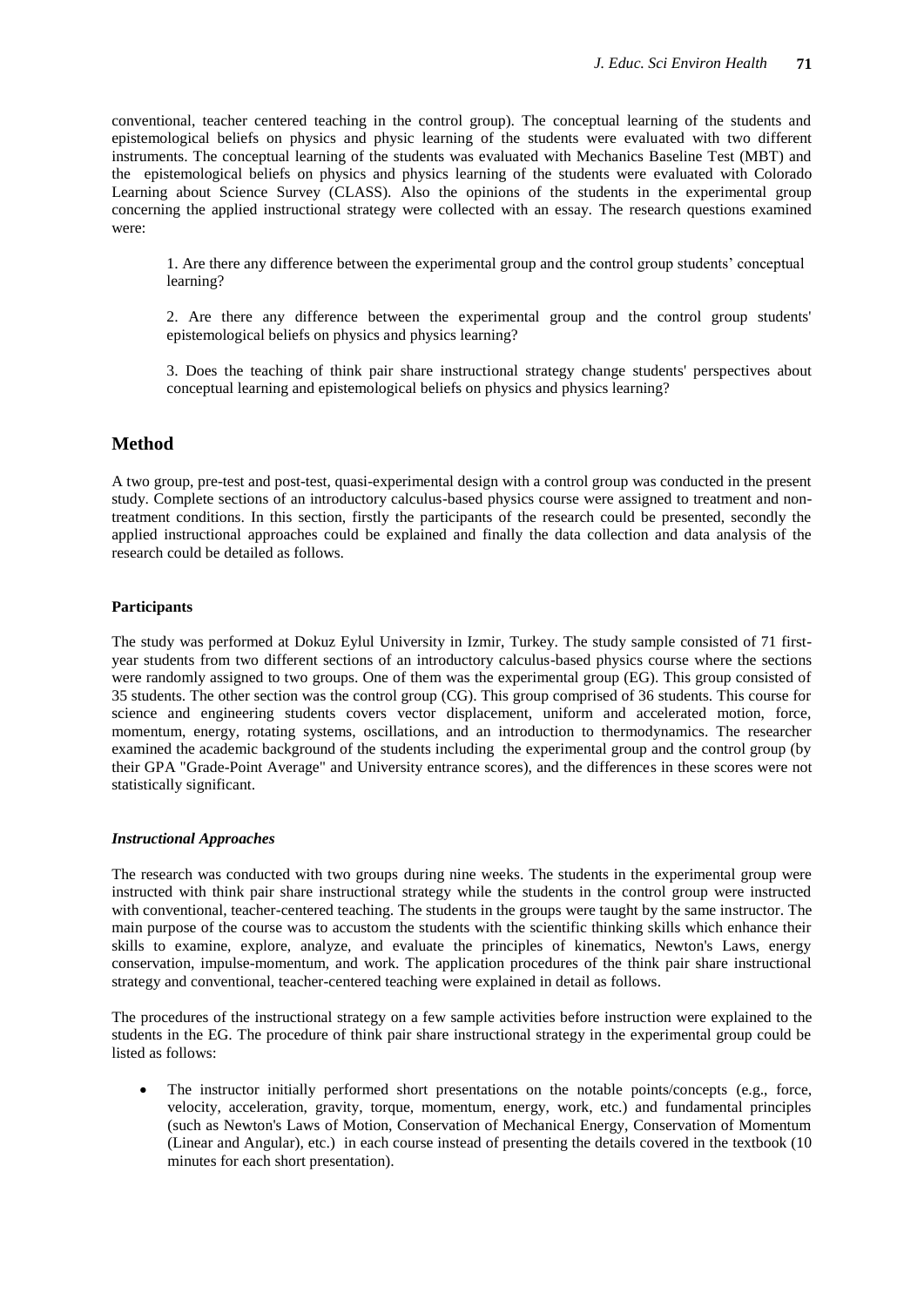conventional, teacher centered teaching in the control group). The conceptual learning of the students and epistemological beliefs on physics and physic learning of the students were evaluated with two different instruments. The conceptual learning of the students was evaluated with Mechanics Baseline Test (MBT) and the epistemological beliefs on physics and physics learning of the students were evaluated with Colorado Learning about Science Survey (CLASS). Also the opinions of the students in the experimental group concerning the applied instructional strategy were collected with an essay. The research questions examined were:

1. Are there any difference between the experimental group and the control group students' conceptual learning?

2. Are there any difference between the experimental group and the control group students' epistemological beliefs on physics and physics learning?

3. Does the teaching of think pair share instructional strategy change students' perspectives about conceptual learning and epistemological beliefs on physics and physics learning?

## Method

A two group, pre-test and post-test, quasi-experimental design with a control group was conducted in the present study. Complete sections of an introductory calculus-based physics course were assigned to treatment and non-treatment conditions. In this section, firstly the participants of the research could be presented, secondly the applied instructional approaches could be explained and finally the data collection and data analysis of the research could be detailed as follows.

### Participants

The study was performed at Dokuz Eylul University in Izmir, Turkey. The study sample consisted of 71 first-year students from two different sections of an introductory calculus-based physics course where the sections were randomly assigned to two groups. One of them was the experimental group (EG). This group consisted of 35 students. The other section was the control group (CG). This group comprised of 36 students. This course for science and engineering students covers vector displacement, uniform and accelerated motion, force, momentum, energy, rotating systems, oscillations, and an introduction to thermodynamics. The researcher examined the academic background of the students including the experimental group and the control group (by their GPA "Grade-Point Average" and University entrance scores), and the differences in these scores were not statistically significant.

#### *Instructional Approaches*

The research was conducted with two groups during nine weeks. The students in the experimental group were instructed with think pair share instructional strategy while the students in the control group were instructed with conventional, teacher-centered teaching. The students in the groups were taught by the same instructor. The main purpose of the course was to accustom the students with the scientific thinking skills which enhance their skills to examine, explore, analyze, and evaluate the principles of kinematics, Newton's Laws, energy conservation, impulse-momentum, and work. The application procedures of the think pair share instructional strategy and conventional, teacher-centered teaching were explained in detail as follows.

The procedures of the instructional strategy on a few sample activities before instruction were explained to the students in the EG. The procedure of think pair share instructional strategy in the experimental group could be listed as follows:

- The instructor initially performed short presentations on the notable points/concepts (e.g., force, velocity, acceleration, gravity, torque, momentum, energy, work, etc.) and fundamental principles (such as Newton's Laws of Motion, Conservation of Mechanical Energy, Conservation of Momentum (Linear and Angular), etc.) in each course instead of presenting the details covered in the textbook (10 minutes for each short presentation).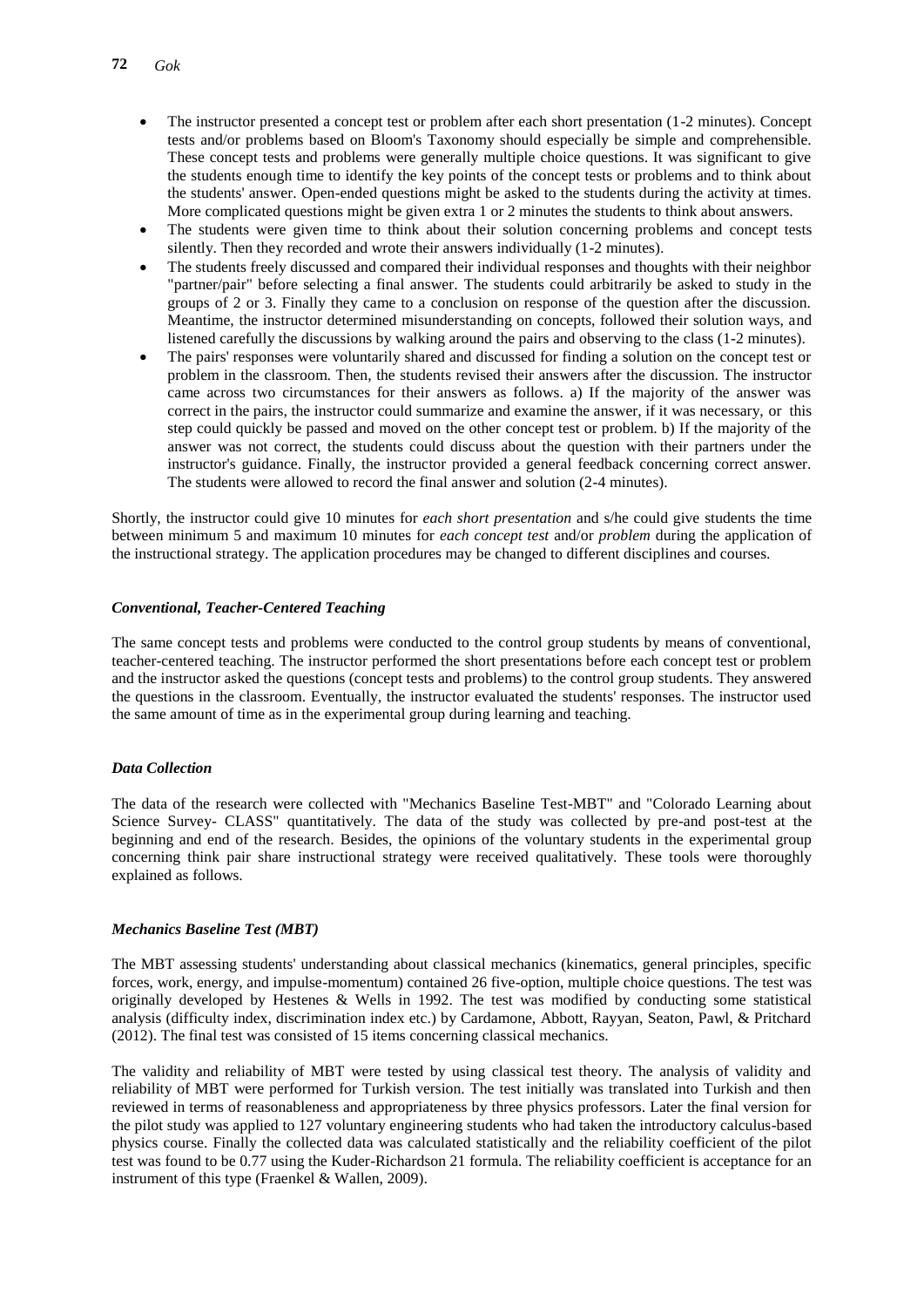- The instructor presented a concept test or problem after each short presentation (1-2 minutes). Concept tests and/or problems based on Bloom's Taxonomy should especially be simple and comprehensible. These concept tests and problems were generally multiple choice questions. It was significant to give the students enough time to identify the key points of the concept tests or problems and to think about the students' answer. Open-ended questions might be asked to the students during the activity at times. More complicated questions might be given extra 1 or 2 minutes the students to think about answers.
- The students were given time to think about their solution concerning problems and concept tests silently. Then they recorded and wrote their answers individually (1-2 minutes).
- The students freely discussed and compared their individual responses and thoughts with their neighbor "partner/pair" before selecting a final answer. The students could arbitrarily be asked to study in the groups of 2 or 3. Finally they came to a conclusion on response of the question after the discussion. Meantime, the instructor determined misunderstanding on concepts, followed their solution ways, and listened carefully the discussions by walking around the pairs and observing to the class (1-2 minutes).
- The pairs' responses were voluntarily shared and discussed for finding a solution on the concept test or problem in the classroom. Then, the students revised their answers after the discussion. The instructor came across two circumstances for their answers as follows. a) If the majority of the answer was correct in the pairs, the instructor could summarize and examine the answer, if it was necessary, or this step could quickly be passed and moved on the other concept test or problem. b) If the majority of the answer was not correct, the students could discuss about the question with their partners under the instructor's guidance. Finally, the instructor provided a general feedback concerning correct answer. The students were allowed to record the final answer and solution (2-4 minutes).

Shortly, the instructor could give 10 minutes for *each short presentation* and s/he could give students the time between minimum 5 and maximum 10 minutes for *each concept test* and/or *problem* during the application of the instructional strategy. The application procedures may be changed to different disciplines and courses.

### *Conventional, Teacher-Centered Teaching*

The same concept tests and problems were conducted to the control group students by means of conventional, teacher-centered teaching. The instructor performed the short presentations before each concept test or problem and the instructor asked the questions (concept tests and problems) to the control group students. They answered the questions in the classroom. Eventually, the instructor evaluated the students' responses. The instructor used the same amount of time as in the experimental group during learning and teaching.

### *Data Collection*

The data of the research were collected with "Mechanics Baseline Test-MBT" and "Colorado Learning about Science Survey- CLASS" quantitatively. The data of the study was collected by pre-and post-test at the beginning and end of the research. Besides, the opinions of the voluntary students in the experimental group concerning think pair share instructional strategy were received qualitatively. These tools were thoroughly explained as follows.

### *Mechanics Baseline Test (MBT)*

The MBT assessing students' understanding about classical mechanics (kinematics, general principles, specific forces, work, energy, and impulse-momentum) contained 26 five-option, multiple choice questions. The test was originally developed by Hestenes & Wells in 1992. The test was modified by conducting some statistical analysis (difficulty index, discrimination index etc.) by Cardamone, Abbott, Rayyan, Seaton, Pawl, & Pritchard (2012). The final test was consisted of 15 items concerning classical mechanics.

The validity and reliability of MBT were tested by using classical test theory. The analysis of validity and reliability of MBT were performed for Turkish version. The test initially was translated into Turkish and then reviewed in terms of reasonableness and appropriateness by three physics professors. Later the final version for the pilot study was applied to 127 voluntary engineering students who had taken the introductory calculus-based physics course. Finally the collected data was calculated statistically and the reliability coefficient of the pilot test was found to be 0.77 using the Kuder-Richardson 21 formula. The reliability coefficient is acceptance for an instrument of this type (Fraenkel & Wallen, 2009).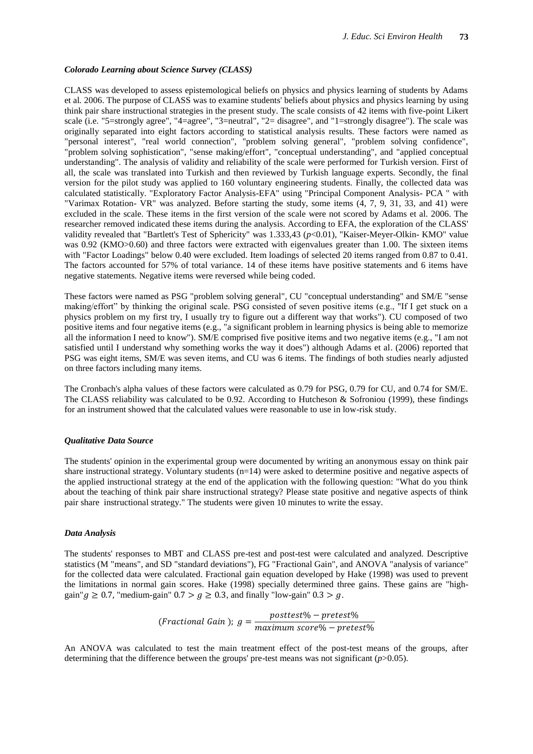### *Colorado Learning about Science Survey (CLASS)*

CLASS was developed to assess epistemological beliefs on physics and physics learning of students by Adams et al. 2006. The purpose of CLASS was to examine students' beliefs about physics and physics learning by using think pair share instructional strategies in the present study. The scale consists of 42 items with five-point Likert scale (i.e. "5=strongly agree", "4=agree", "3=neutral", "2= disagree", and "1=strongly disagree"). The scale was originally separated into eight factors according to statistical analysis results. These factors were named as "personal interest", "real world connection", "problem solving general", "problem solving confidence", "problem solving sophistication", "sense making/effort", "conceptual understanding", and "applied conceptual understanding". The analysis of validity and reliability of the scale were performed for Turkish version. First of all, the scale was translated into Turkish and then reviewed by Turkish language experts. Secondly, the final version for the pilot study was applied to 160 voluntary engineering students. Finally, the collected data was calculated statistically. "Exploratory Factor Analysis-EFA" using "Principal Component Analysis- PCA " with "Varimax Rotation- VR" was analyzed. Before starting the study, some items (4, 7, 9, 31, 33, and 41) were excluded in the scale. These items in the first version of the scale were not scored by Adams et al. 2006. The researcher removed indicated these items during the analysis. According to EFA, the exploration of the CLASS' validity revealed that "Bartlett's Test of Sphericity" was 1.333,43 ($p<0.01$), "Kaiser-Meyer-Olkin- KMO" value was 0.92 (KMO>0.60) and three factors were extracted with eigenvalues greater than 1.00. The sixteen items with "Factor Loadings" below 0.40 were excluded. Item loadings of selected 20 items ranged from 0.87 to 0.41. The factors accounted for 57% of total variance. 14 of these items have positive statements and 6 items have negative statements. Negative items were reversed while being coded.

These factors were named as PSG "problem solving general", CU "conceptual understanding" and SM/E "sense making/effort" by thinking the original scale. PSG consisted of seven positive items (e.g., "If I get stuck on a physics problem on my first try, I usually try to figure out a different way that works"). CU composed of two positive items and four negative items (e.g., "a significant problem in learning physics is being able to memorize all the information I need to know"). SM/E comprised five positive items and two negative items (e.g., "I am not satisfied until I understand why something works the way it does") although Adams et al. (2006) reported that PSG was eight items, SM/E was seven items, and CU was 6 items. The findings of both studies nearly adjusted on three factors including many items.

The Cronbach's alpha values of these factors were calculated as 0.79 for PSG, 0.79 for CU, and 0.74 for SM/E. The CLASS reliability was calculated to be 0.92. According to Hutcheson & Sofroniou (1999), these findings for an instrument showed that the calculated values were reasonable to use in low-risk study.

### *Qualitative Data Source*

The students' opinion in the experimental group were documented by writing an anonymous essay on think pair share instructional strategy. Voluntary students (n=14) were asked to determine positive and negative aspects of the applied instructional strategy at the end of the application with the following question: "What do you think about the teaching of think pair share instructional strategy? Please state positive and negative aspects of think pair share instructional strategy." The students were given 10 minutes to write the essay.

### *Data Analysis*

The students' responses to MBT and CLASS pre-test and post-test were calculated and analyzed. Descriptive statistics (M "means", and SD "standard deviations"), FG "Fractional Gain", and ANOVA "analysis of variance" for the collected data were calculated. Fractional gain equation developed by Hake (1998) was used to prevent the limitations in normal gain scores. Hake (1998) specially determined three gains. These gains are "high-gain" $g \geq 0.7$, "medium-gain" $0.7 > g \geq 0.3$, and finally "low-gain" $0.3 > g$.

$$(Fractional\ Gain\ );\ g = \frac{posttest\% - pretest\%}{maximum\ score\% - pretest\%}$$

An ANOVA was calculated to test the main treatment effect of the post-test means of the groups, after determining that the difference between the groups' pre-test means was not significant ($p>0.05$).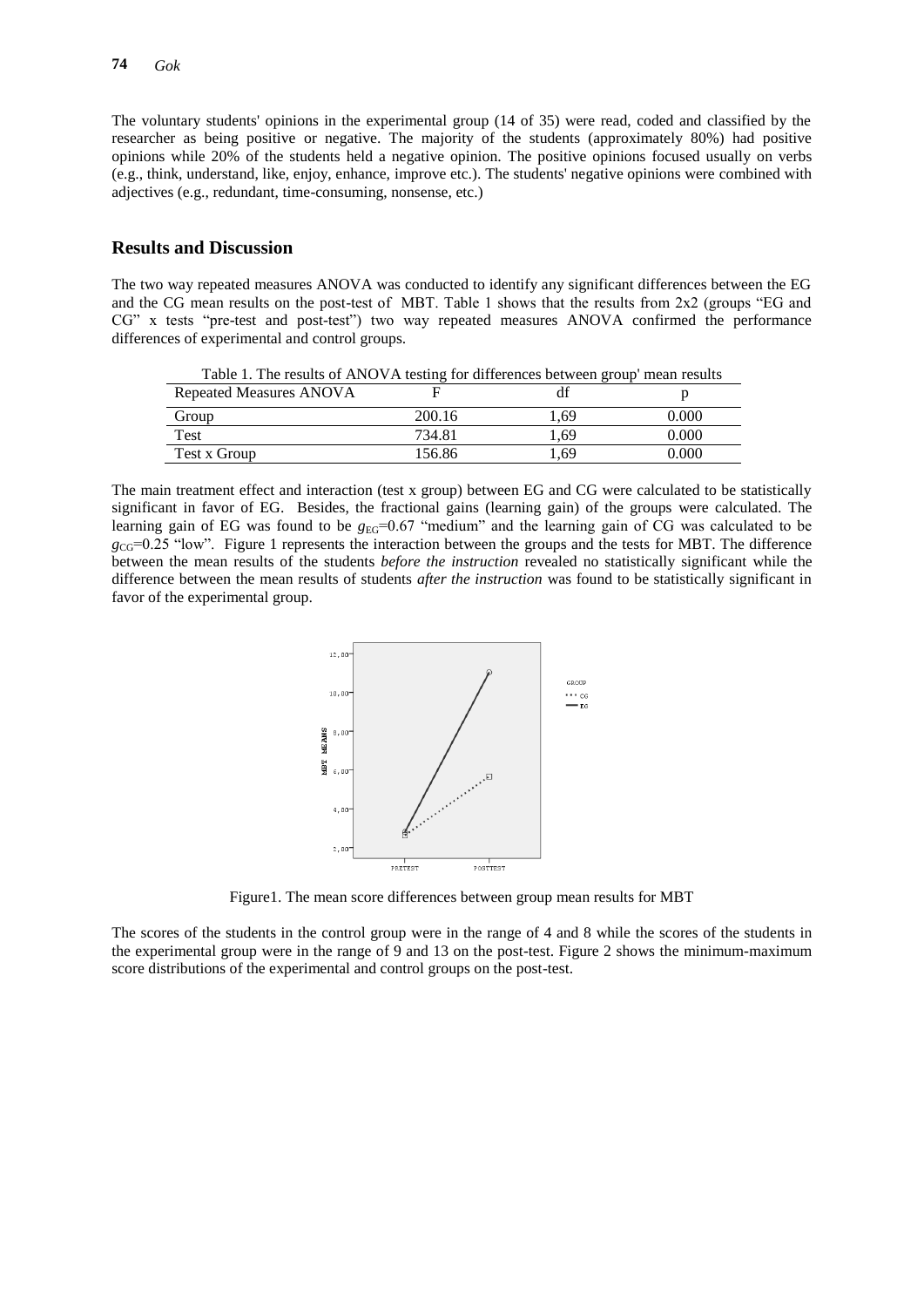The voluntary students' opinions in the experimental group (14 of 35) were read, coded and classified by the researcher as being positive or negative. The majority of the students (approximately 80%) had positive opinions while 20% of the students held a negative opinion. The positive opinions focused usually on verbs (e.g., think, understand, like, enjoy, enhance, improve etc.). The students' negative opinions were combined with adjectives (e.g., redundant, time-consuming, nonsense, etc.)

## Results and Discussion

The two way repeated measures ANOVA was conducted to identify any significant differences between the EG and the CG mean results on the post-test of MBT. Table 1 shows that the results from 2x2 (groups "EG and CG" x tests "pre-test and post-test") two way repeated measures ANOVA confirmed the performance differences of experimental and control groups.

Table 1. The results of ANOVA testing for differences between group' mean results

| Repeated Measures ANOVA | F | df | p |
|---|---|---|---|
| Group | 200.16 | 1,69 | 0.000 |
| Test | 734.81 | 1,69 | 0.000 |
| Test x Group | 156.86 | 1,69 | 0.000 |

The main treatment effect and interaction (test x group) between EG and CG were calculated to be statistically significant in favor of EG. Besides, the fractional gains (learning gain) of the groups were calculated. The learning gain of EG was found to be $g_{EG}$=0.67 "medium" and the learning gain of CG was calculated to be $g_{CG}$=0.25 "low". Figure 1 represents the interaction between the groups and the tests for MBT. The difference between the mean results of the students *before the instruction* revealed no statistically significant while the difference between the mean results of students *after the instruction* was found to be statistically significant in favor of the experimental group.

Figure1. The mean score differences between group mean results for MBT

The scores of the students in the control group were in the range of 4 and 8 while the scores of the students in the experimental group were in the range of 9 and 13 on the post-test. Figure 2 shows the minimum-maximum score distributions of the experimental and control groups on the post-test.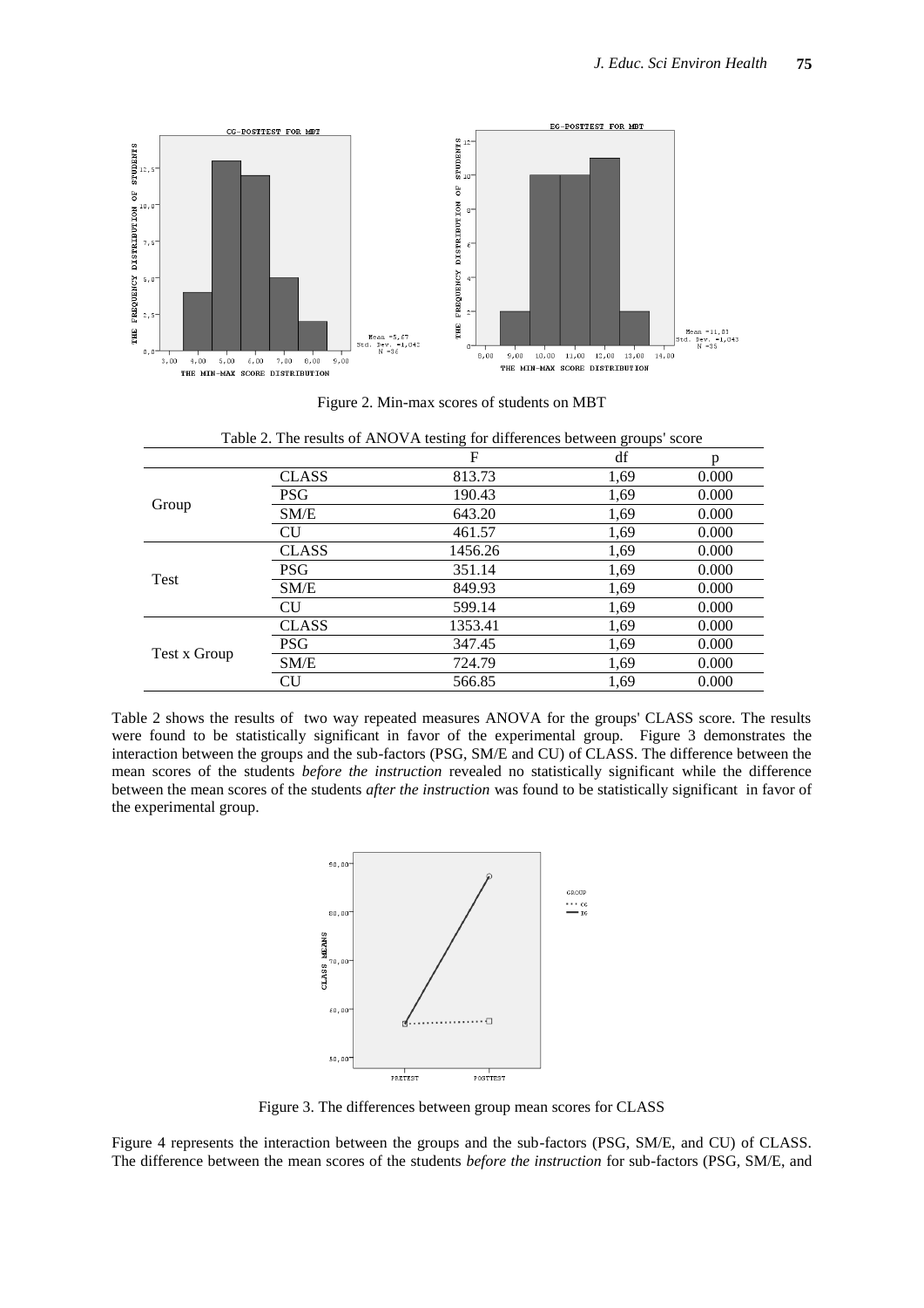Figure 2. Min-max scores of students on MBT

Table 2. The results of ANOVA testing for differences between groups' score

| | | F | df | p |
|---|---|---|---|---|
| Group | CLASS | 813.73 | 1,69 | 0.000 |
| | PSG | 190.43 | 1,69 | 0.000 |
| | SM/E | 643.20 | 1,69 | 0.000 |
| | CU | 461.57 | 1,69 | 0.000 |
| Test | CLASS | 1456.26 | 1,69 | 0.000 |
| | PSG | 351.14 | 1,69 | 0.000 |
| | SM/E | 849.93 | 1,69 | 0.000 |
| | CU | 599.14 | 1,69 | 0.000 |
| Test x Group | CLASS | 1353.41 | 1,69 | 0.000 |
| | PSG | 347.45 | 1,69 | 0.000 |
| | SM/E | 724.79 | 1,69 | 0.000 |
| | CU | 566.85 | 1,69 | 0.000 |

Table 2 shows the results of two way repeated measures ANOVA for the groups' CLASS score. The results were found to be statistically significant in favor of the experimental group. Figure 3 demonstrates the interaction between the groups and the sub-factors (PSG, SM/E and CU) of CLASS. The difference between the mean scores of the students *before the instruction* revealed no statistically significant while the difference between the mean scores of the students *after the instruction* was found to be statistically significant in favor of the experimental group.

Figure 3. The differences between group mean scores for CLASS

Figure 4 represents the interaction between the groups and the sub-factors (PSG, SM/E, and CU) of CLASS. The difference between the mean scores of the students *before the instruction* for sub-factors (PSG, SM/E, and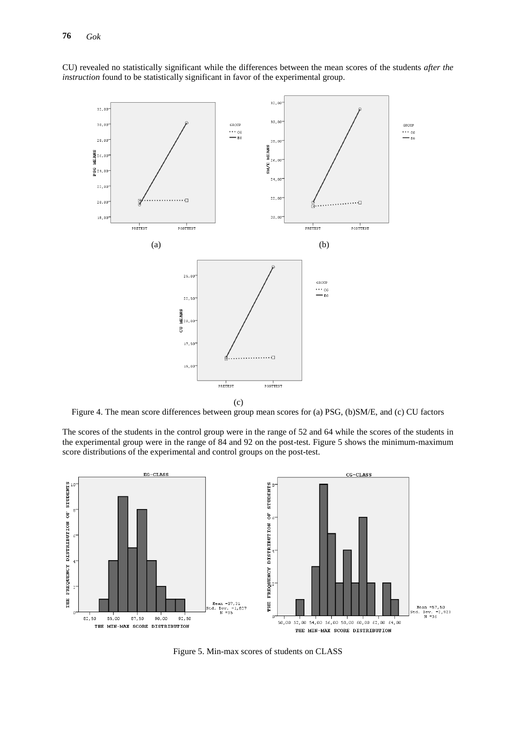CU) revealed no statistically significant while the differences between the mean scores of the students *after the instruction* found to be statistically significant in favor of the experimental group.

(a)

(b)

(c)

Figure 4. The mean score differences between group mean scores for (a) PSG, (b)SM/E, and (c) CU factors

The scores of the students in the control group were in the range of 52 and 64 while the scores of the students in the experimental group were in the range of 84 and 92 on the post-test. Figure 5 shows the minimum-maximum score distributions of the experimental and control groups on the post-test.

Figure 5. Min-max scores of students on CLASS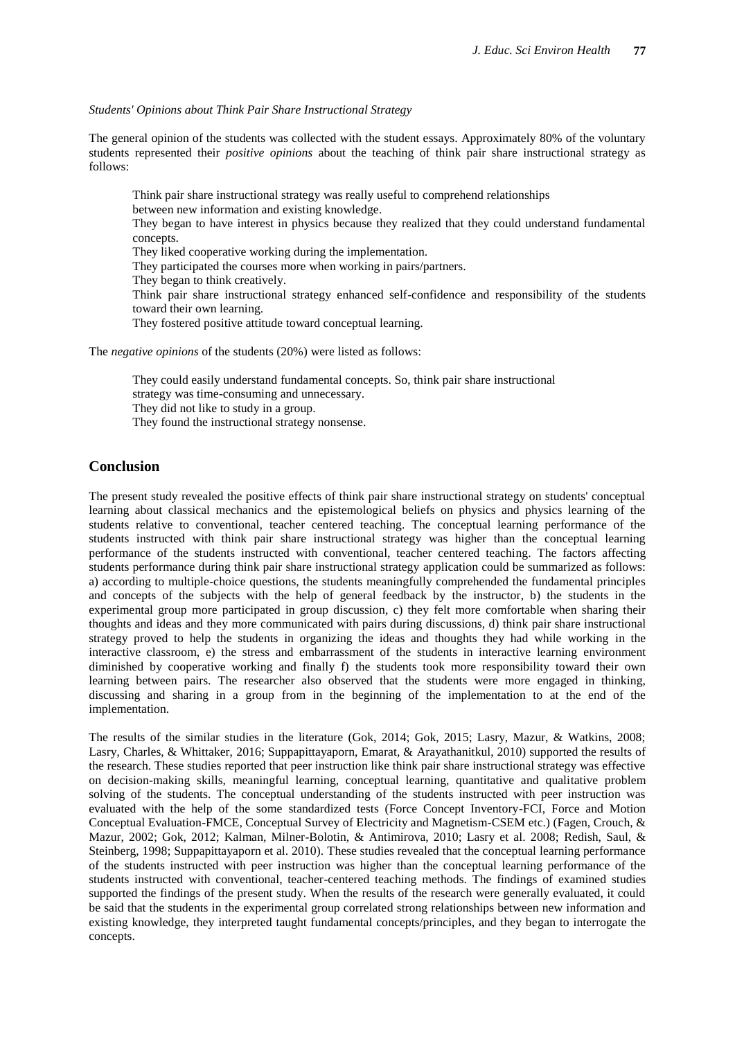*Students' Opinions about Think Pair Share Instructional Strategy*

The general opinion of the students was collected with the student essays. Approximately 80% of the voluntary students represented their *positive opinions* about the teaching of think pair share instructional strategy as follows:

Think pair share instructional strategy was really useful to comprehend relationships between new information and existing knowledge.
They began to have interest in physics because they realized that they could understand fundamental concepts.
They liked cooperative working during the implementation.
They participated the courses more when working in pairs/partners.
They began to think creatively.
Think pair share instructional strategy enhanced self-confidence and responsibility of the students toward their own learning.
They fostered positive attitude toward conceptual learning.

The *negative opinions* of the students (20%) were listed as follows:

They could easily understand fundamental concepts. So, think pair share instructional strategy was time-consuming and unnecessary.
They did not like to study in a group.
They found the instructional strategy nonsense.

## Conclusion

The present study revealed the positive effects of think pair share instructional strategy on students' conceptual learning about classical mechanics and the epistemological beliefs on physics and physics learning of the students relative to conventional, teacher centered teaching. The conceptual learning performance of the students instructed with think pair share instructional strategy was higher than the conceptual learning performance of the students instructed with conventional, teacher centered teaching. The factors affecting students performance during think pair share instructional strategy application could be summarized as follows: a) according to multiple-choice questions, the students meaningfully comprehended the fundamental principles and concepts of the subjects with the help of general feedback by the instructor, b) the students in the experimental group more participated in group discussion, c) they felt more comfortable when sharing their thoughts and ideas and they more communicated with pairs during discussions, d) think pair share instructional strategy proved to help the students in organizing the ideas and thoughts they had while working in the interactive classroom, e) the stress and embarrassment of the students in interactive learning environment diminished by cooperative working and finally f) the students took more responsibility toward their own learning between pairs. The researcher also observed that the students were more engaged in thinking, discussing and sharing in a group from in the beginning of the implementation to at the end of the implementation.

The results of the similar studies in the literature (Gok, 2014; Gok, 2015; Lasry, Mazur, & Watkins, 2008; Lasry, Charles, & Whittaker, 2016; Suppapittayaporn, Emarat, & Arayathanitkul, 2010) supported the results of the research. These studies reported that peer instruction like think pair share instructional strategy was effective on decision-making skills, meaningful learning, conceptual learning, quantitative and qualitative problem solving of the students. The conceptual understanding of the students instructed with peer instruction was evaluated with the help of the some standardized tests (Force Concept Inventory-FCI, Force and Motion Conceptual Evaluation-FMCE, Conceptual Survey of Electricity and Magnetism-CSEM etc.) (Fagen, Crouch, & Mazur, 2002; Gok, 2012; Kalman, Milner-Bolotin, & Antimirova, 2010; Lasry et al. 2008; Redish, Saul, & Steinberg, 1998; Suppapittayaporn et al. 2010). These studies revealed that the conceptual learning performance of the students instructed with peer instruction was higher than the conceptual learning performance of the students instructed with conventional, teacher-centered teaching methods. The findings of examined studies supported the findings of the present study. When the results of the research were generally evaluated, it could be said that the students in the experimental group correlated strong relationships between new information and existing knowledge, they interpreted taught fundamental concepts/principles, and they began to interrogate the concepts.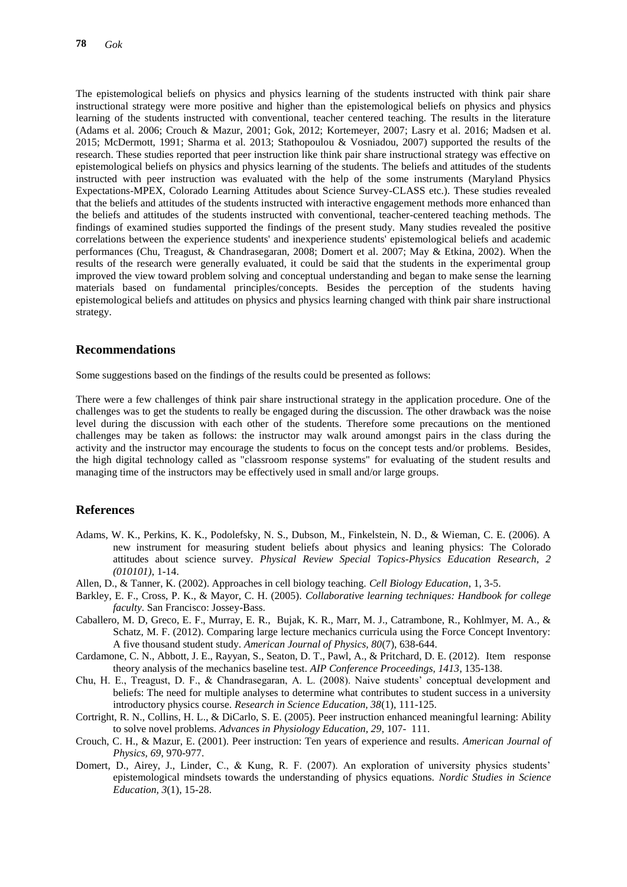The epistemological beliefs on physics and physics learning of the students instructed with think pair share instructional strategy were more positive and higher than the epistemological beliefs on physics and physics learning of the students instructed with conventional, teacher centered teaching. The results in the literature (Adams et al. 2006; Crouch & Mazur, 2001; Gok, 2012; Kortemeyer, 2007; Lasry et al. 2016; Madsen et al. 2015; McDermott, 1991; Sharma et al. 2013; Stathopoulou & Vosniadou, 2007) supported the results of the research. These studies reported that peer instruction like think pair share instructional strategy was effective on epistemological beliefs on physics and physics learning of the students. The beliefs and attitudes of the students instructed with peer instruction was evaluated with the help of the some instruments (Maryland Physics Expectations-MPEX, Colorado Learning Attitudes about Science Survey-CLASS etc.). These studies revealed that the beliefs and attitudes of the students instructed with interactive engagement methods more enhanced than the beliefs and attitudes of the students instructed with conventional, teacher-centered teaching methods. The findings of examined studies supported the findings of the present study. Many studies revealed the positive correlations between the experience students' and inexperience students' epistemological beliefs and academic performances (Chu, Treagust, & Chandrasegaran, 2008; Domert et al. 2007; May & Etkina, 2002). When the results of the research were generally evaluated, it could be said that the students in the experimental group improved the view toward problem solving and conceptual understanding and began to make sense the learning materials based on fundamental principles/concepts. Besides the perception of the students having epistemological beliefs and attitudes on physics and physics learning changed with think pair share instructional strategy.

## Recommendations

Some suggestions based on the findings of the results could be presented as follows:

There were a few challenges of think pair share instructional strategy in the application procedure. One of the challenges was to get the students to really be engaged during the discussion. The other drawback was the noise level during the discussion with each other of the students. Therefore some precautions on the mentioned challenges may be taken as follows: the instructor may walk around amongst pairs in the class during the activity and the instructor may encourage the students to focus on the concept tests and/or problems. Besides, the high digital technology called as "classroom response systems" for evaluating of the student results and managing time of the instructors may be effectively used in small and/or large groups.

## References

Adams, W. K., Perkins, K. K., Podolefsky, N. S., Dubson, M., Finkelstein, N. D., & Wieman, C. E. (2006). A new instrument for measuring student beliefs about physics and leaning physics: The Colorado attitudes about science survey. *Physical Review Special Topics-Physics Education Research, 2 (010101)*, 1-14.

Allen, D., & Tanner, K. (2002). Approaches in cell biology teaching. *Cell Biology Education*, 1, 3-5.

Barkley, E. F., Cross, P. K., & Mayor, C. H. (2005). *Collaborative learning techniques: Handbook for college faculty*. San Francisco: Jossey-Bass.

Caballero, M. D, Greco, E. F., Murray, E. R., Bujak, K. R., Marr, M. J., Catrambone, R., Kohlmyer, M. A., & Schatz, M. F. (2012). Comparing large lecture mechanics curricula using the Force Concept Inventory: A five thousand student study. *American Journal of Physics, 80*(7), 638-644.

Cardamone, C. N., Abbott, J. E., Rayyan, S., Seaton, D. T., Pawl, A., & Pritchard, D. E. (2012). Item response theory analysis of the mechanics baseline test. *AIP Conference Proceedings, 1413*, 135-138.

Chu, H. E., Treagust, D. F., & Chandrasegaran, A. L. (2008). Naive students' conceptual development and beliefs: The need for multiple analyses to determine what contributes to student success in a university introductory physics course. *Research in Science Education, 38*(1), 111-125.

Cortright, R. N., Collins, H. L., & DiCarlo, S. E. (2005). Peer instruction enhanced meaningful learning: Ability to solve novel problems. *Advances in Physiology Education, 29*, 107- 111.

Crouch, C. H., & Mazur, E. (2001). Peer instruction: Ten years of experience and results. *American Journal of Physics, 69*, 970-977.

Domert, D., Airey, J., Linder, C., & Kung, R. F. (2007). An exploration of university physics students' epistemological mindsets towards the understanding of physics equations. *Nordic Studies in Science Education, 3*(1), 15-28.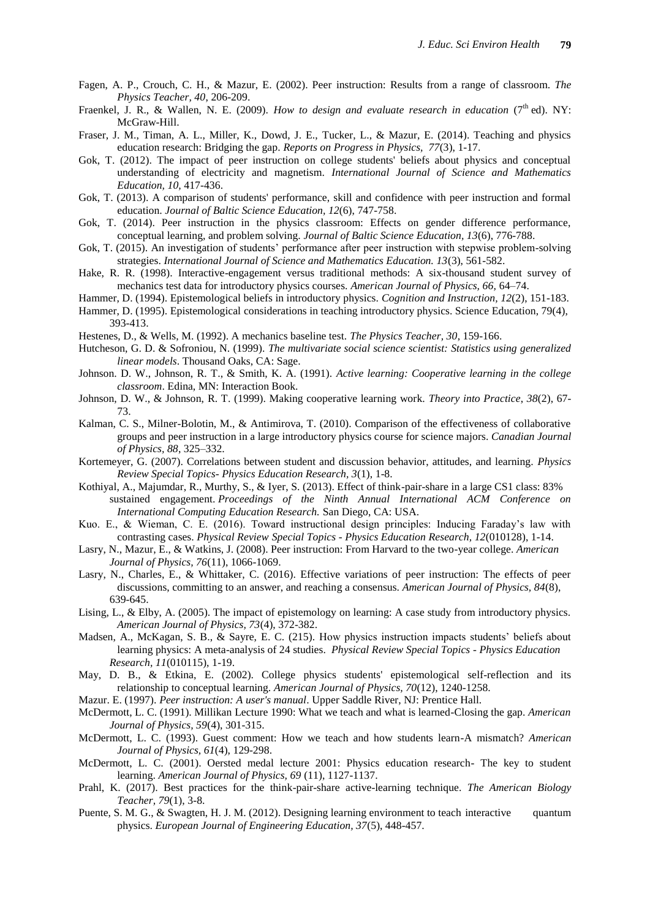Fagen, A. P., Crouch, C. H., & Mazur, E. (2002). Peer instruction: Results from a range of classroom. *The Physics Teacher, 40*, 206-209.

Fraenkel, J. R., & Wallen, N. E. (2009). *How to design and evaluate research in education* (7th ed). NY: McGraw-Hill.

Fraser, J. M., Timan, A. L., Miller, K., Dowd, J. E., Tucker, L., & Mazur, E. (2014). Teaching and physics education research: Bridging the gap. *Reports on Progress in Physics, 77*(3), 1-17.

Gok, T. (2012). The impact of peer instruction on college students' beliefs about physics and conceptual understanding of electricity and magnetism. *International Journal of Science and Mathematics Education, 10*, 417-436.

Gok, T. (2013). A comparison of students' performance, skill and confidence with peer instruction and formal education. *Journal of Baltic Science Education, 12*(6), 747-758.

Gok, T. (2014). Peer instruction in the physics classroom: Effects on gender difference performance, conceptual learning, and problem solving. *Journal of Baltic Science Education, 13*(6), 776-788.

Gok, T. (2015). An investigation of students' performance after peer instruction with stepwise problem-solving strategies. *International Journal of Science and Mathematics Education. 13*(3), 561-582.

Hake, R. R. (1998). Interactive-engagement versus traditional methods: A six-thousand student survey of mechanics test data for introductory physics courses. *American Journal of Physics, 66*, 64–74.

Hammer, D. (1994). Epistemological beliefs in introductory physics. *Cognition and Instruction, 12*(2), 151-183.

Hammer, D. (1995). Epistemological considerations in teaching introductory physics. Science Education, 79(4), 393-413.

Hestenes, D., & Wells, M. (1992). A mechanics baseline test. *The Physics Teacher, 30*, 159-166.

Hutcheson, G. D. & Sofroniou, N. (1999). *The multivariate social science scientist: Statistics using generalized linear models*. Thousand Oaks, CA: Sage.

Johnson. D. W., Johnson, R. T., & Smith, K. A. (1991). *Active learning: Cooperative learning in the college classroom*. Edina, MN: Interaction Book.

Johnson, D. W., & Johnson, R. T. (1999). Making cooperative learning work. *Theory into Practice, 38*(2), 67-73.

Kalman, C. S., Milner-Bolotin, M., & Antimirova, T. (2010). Comparison of the effectiveness of collaborative groups and peer instruction in a large introductory physics course for science majors. *Canadian Journal of Physics, 88*, 325–332.

Kortemeyer, G. (2007). Correlations between student and discussion behavior, attitudes, and learning. *Physics Review Special Topics- Physics Education Research, 3*(1), 1-8.

Kothiyal, A., Majumdar, R., Murthy, S., & Iyer, S. (2013). Effect of think-pair-share in a large CS1 class: 83% sustained engagement. *Proceedings of the Ninth Annual International ACM Conference on International Computing Education Research.* San Diego, CA: USA.

Kuo. E., & Wieman, C. E. (2016). Toward instructional design principles: Inducing Faraday's law with contrasting cases. *Physical Review Special Topics - Physics Education Research, 12*(010128), 1-14.

Lasry, N., Mazur, E., & Watkins, J. (2008). Peer instruction: From Harvard to the two-year college. *American Journal of Physics, 76*(11), 1066-1069.

Lasry, N., Charles, E., & Whittaker, C. (2016). Effective variations of peer instruction: The effects of peer discussions, committing to an answer, and reaching a consensus. *American Journal of Physics, 84*(8), 639-645.

Lising, L., & Elby, A. (2005). The impact of epistemology on learning: A case study from introductory physics. *American Journal of Physics, 73*(4), 372-382.

Madsen, A., McKagan, S. B., & Sayre, E. C. (215). How physics instruction impacts students' beliefs about learning physics: A meta-analysis of 24 studies. *Physical Review Special Topics - Physics Education Research, 11*(010115), 1-19.

May, D. B., & Etkina, E. (2002). College physics students' epistemological self-reflection and its relationship to conceptual learning. *American Journal of Physics, 70*(12), 1240-1258.

Mazur. E. (1997). *Peer instruction: A user's manual*. Upper Saddle River, NJ: Prentice Hall.

McDermott, L. C. (1991). Millikan Lecture 1990: What we teach and what is learned-Closing the gap. *American Journal of Physics, 59*(4), 301-315.

McDermott, L. C. (1993). Guest comment: How we teach and how students learn-A mismatch? *American Journal of Physics, 61*(4), 129-298.

McDermott, L. C. (2001). Oersted medal lecture 2001: Physics education research- The key to student learning. *American Journal of Physics, 69* (11), 1127-1137.

Prahl, K. (2017). Best practices for the think-pair-share active-learning technique. *The American Biology Teacher, 79*(1), 3-8.

Puente, S. M. G., & Swagten, H. J. M. (2012). Designing learning environment to teach interactive quantum physics. *European Journal of Engineering Education, 37*(5), 448-457.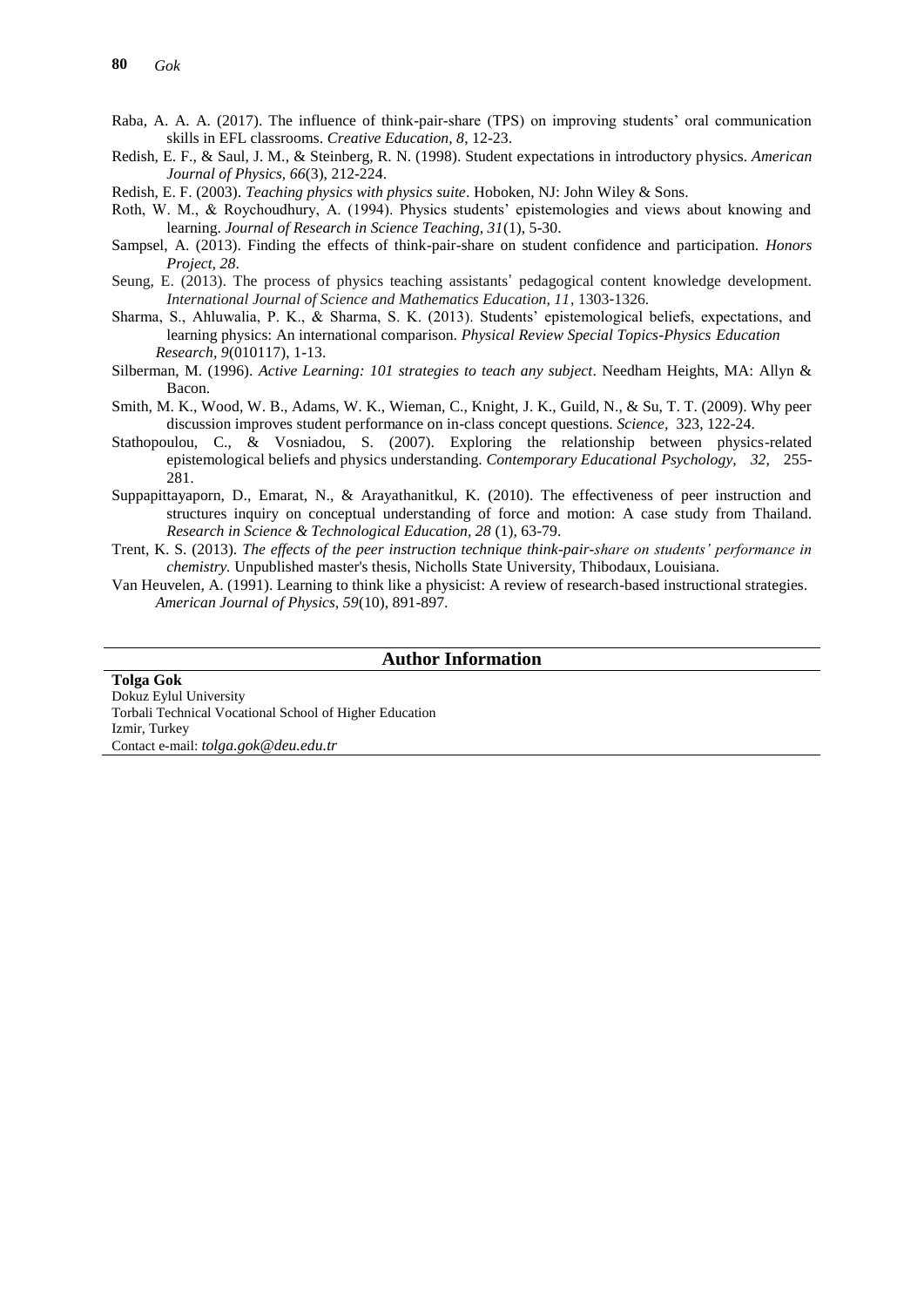Raba, A. A. A. (2017). The influence of think-pair-share (TPS) on improving students' oral communication skills in EFL classrooms. *Creative Education, 8*, 12-23.

Redish, E. F., & Saul, J. M., & Steinberg, R. N. (1998). Student expectations in introductory physics. *American Journal of Physics, 66*(3), 212-224.

Redish, E. F. (2003). *Teaching physics with physics suite*. Hoboken, NJ: John Wiley & Sons.

Roth, W. M., & Roychoudhury, A. (1994). Physics students' epistemologies and views about knowing and learning. *Journal of Research in Science Teaching, 31*(1), 5-30.

Sampsel, A. (2013). Finding the effects of think-pair-share on student confidence and participation. *Honors Project, 28*.

Seung, E. (2013). The process of physics teaching assistants' pedagogical content knowledge development. *International Journal of Science and Mathematics Education, 11*, 1303-1326.

Sharma, S., Ahluwalia, P. K., & Sharma, S. K. (2013). Students' epistemological beliefs, expectations, and learning physics: An international comparison. *Physical Review Special Topics-Physics Education Research, 9*(010117), 1-13.

Silberman, M. (1996). *Active Learning: 101 strategies to teach any subject*. Needham Heights, MA: Allyn & Bacon.

Smith, M. K., Wood, W. B., Adams, W. K., Wieman, C., Knight, J. K., Guild, N., & Su, T. T. (2009). Why peer discussion improves student performance on in-class concept questions. *Science,* 323, 122-24.

Stathopoulou, C., & Vosniadou, S. (2007). Exploring the relationship between physics-related epistemological beliefs and physics understanding. *Contemporary Educational Psychology, 32*, 255-281.

Suppapittayaporn, D., Emarat, N., & Arayathanitkul, K. (2010). The effectiveness of peer instruction and structures inquiry on conceptual understanding of force and motion: A case study from Thailand. *Research in Science & Technological Education, 28* (1), 63-79.

Trent, K. S. (2013). *The effects of the peer instruction technique think-pair-share on students' performance in chemistry.* Unpublished master's thesis, Nicholls State University, Thibodaux, Louisiana.

Van Heuvelen, A. (1991). Learning to think like a physicist: A review of research-based instructional strategies. *American Journal of Physics, 59*(10), 891-897.

## Author Information

**Tolga Gok**
Dokuz Eylul University
Torbali Technical Vocational School of Higher Education
Izmir, Turkey
Contact e-mail: *tolga.gok@deu.edu.tr*